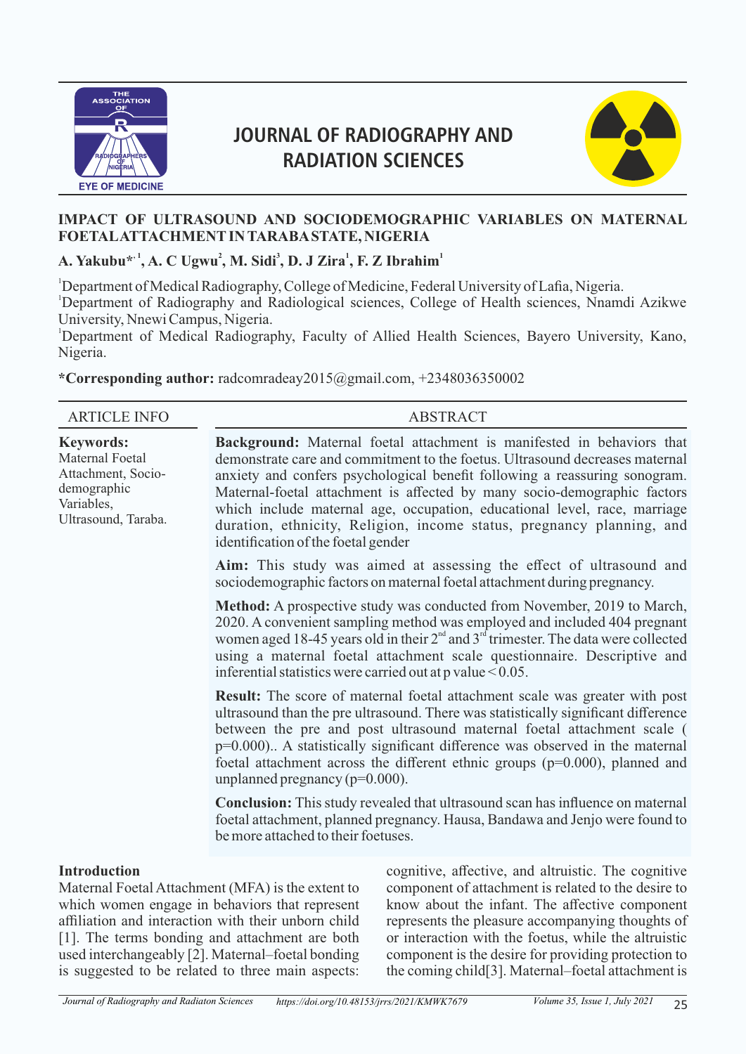# JOURNAL OF RADIOGRAPHY AND RADIATION SCIENCES

## IMPACT OF ULTRASOUND AND SOCIODEMOGRAPHIC VARIABLES ON MATERNAL FOETAL ATTACHMENT IN TARABA STATE, NIGERIA

**A. Yakubu*[1], A. C Ugwu[2], M. Sidi[3], D. J Zira[1], F. Z Ibrahim[1]**

[1]Department of Medical Radiography, College of Medicine, Federal University of Lafia, Nigeria.
[1]Department of Radiography and Radiological sciences, College of Health sciences, Nnamdi Azikwe University, Nnewi Campus, Nigeria.
[1]Department of Medical Radiography, Faculty of Allied Health Sciences, Bayero University, Kano, Nigeria.

**\*Corresponding author:** radcomradeay2015@gmail.com, +2348036350002

ARTICLE INFO

**Keywords:**
Maternal Foetal Attachment, Socio-demographic Variables, Ultrasound, Taraba.

ABSTRACT

**Background:** Maternal foetal attachment is manifested in behaviors that demonstrate care and commitment to the foetus. Ultrasound decreases maternal anxiety and confers psychological benefit following a reassuring sonogram. Maternal-foetal attachment is affected by many socio-demographic factors which include maternal age, occupation, educational level, race, marriage duration, ethnicity, Religion, income status, pregnancy planning, and identification of the foetal gender

**Aim:** This study was aimed at assessing the effect of ultrasound and sociodemographic factors on maternal foetal attachment during pregnancy.

**Method:** A prospective study was conducted from November, 2019 to March, 2020. A convenient sampling method was employed and included 404 pregnant women aged 18-45 years old in their 2[nd] and 3[rd] trimester. The data were collected using a maternal foetal attachment scale questionnaire. Descriptive and inferential statistics were carried out at p value < 0.05.

**Result:** The score of maternal foetal attachment scale was greater with post ultrasound than the pre ultrasound. There was statistically significant difference between the pre and post ultrasound maternal foetal attachment scale ( p=0.000).. A statistically significant difference was observed in the maternal foetal attachment across the different ethnic groups (p=0.000), planned and unplanned pregnancy (p=0.000).

**Conclusion:** This study revealed that ultrasound scan has influence on maternal foetal attachment, planned pregnancy. Hausa, Bandawa and Jenjo were found to be more attached to their foetuses.

## Introduction

Maternal Foetal Attachment (MFA) is the extent to which women engage in behaviors that represent affiliation and interaction with their unborn child [1]. The terms bonding and attachment are both used interchangeably [2]. Maternal–foetal bonding is suggested to be related to three main aspects: cognitive, affective, and altruistic. The cognitive component of attachment is related to the desire to know about the infant. The affective component represents the pleasure accompanying thoughts of or interaction with the foetus, while the altruistic component is the desire for providing protection to the coming child[3]. Maternal–foetal attachment is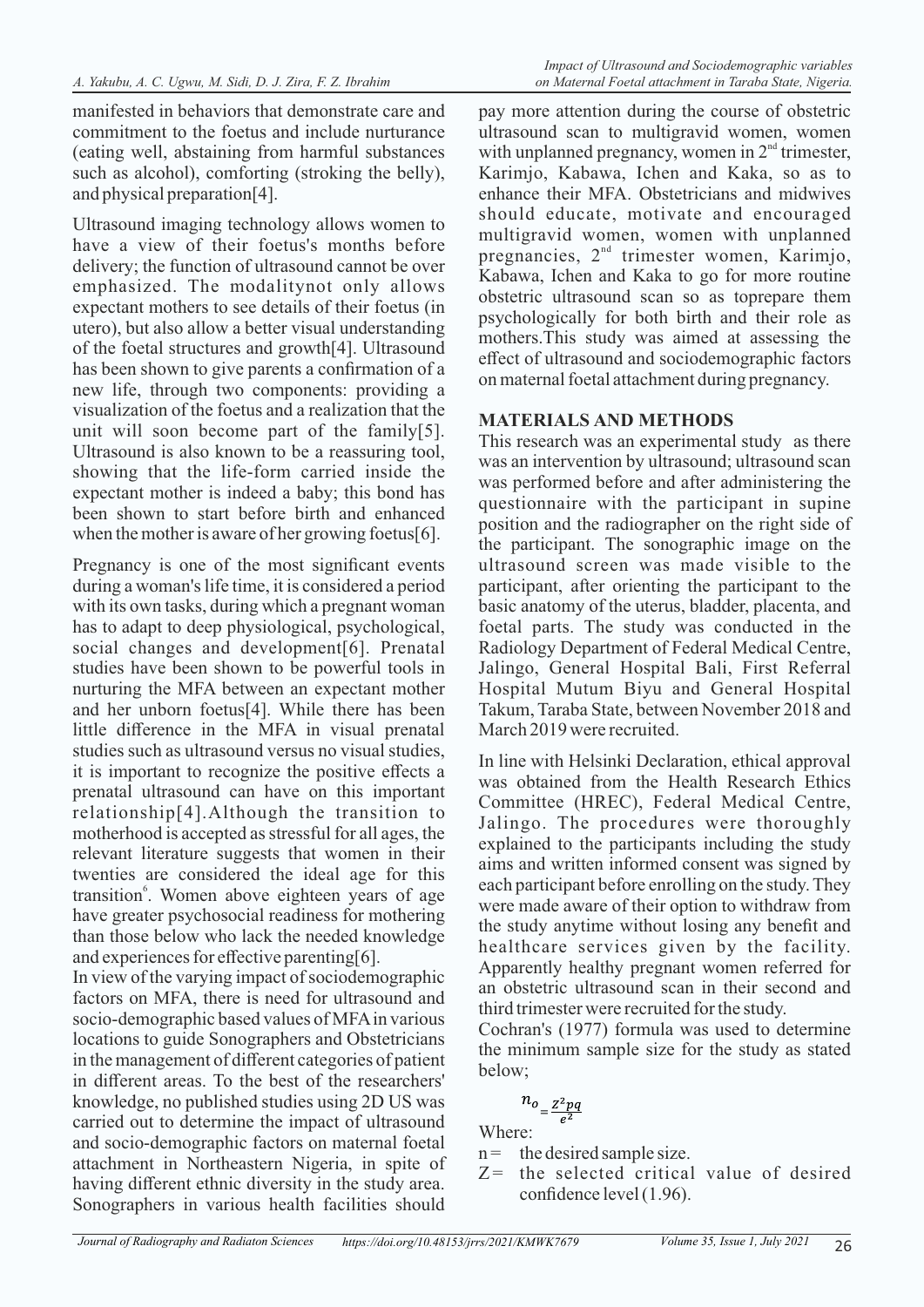manifested in behaviors that demonstrate care and commitment to the foetus and include nurturance (eating well, abstaining from harmful substances such as alcohol), comforting (stroking the belly), and physical preparation[4].

Ultrasound imaging technology allows women to have a view of their foetus's months before delivery; the function of ultrasound cannot be over emphasized. The modalitynot only allows expectant mothers to see details of their foetus (in utero), but also allow a better visual understanding of the foetal structures and growth[4]. Ultrasound has been shown to give parents a confirmation of a new life, through two components: providing a visualization of the foetus and a realization that the unit will soon become part of the family[5]. Ultrasound is also known to be a reassuring tool, showing that the life-form carried inside the expectant mother is indeed a baby; this bond has been shown to start before birth and enhanced when the mother is aware of her growing foetus[6].

Pregnancy is one of the most significant events during a woman's life time, it is considered a period with its own tasks, during which a pregnant woman has to adapt to deep physiological, psychological, social changes and development[6]. Prenatal studies have been shown to be powerful tools in nurturing the MFA between an expectant mother and her unborn foetus[4]. While there has been little difference in the MFA in visual prenatal studies such as ultrasound versus no visual studies, it is important to recognize the positive effects a prenatal ultrasound can have on this important relationship[4].Although the transition to motherhood is accepted as stressful for all ages, the relevant literature suggests that women in their twenties are considered the ideal age for this transition[6]. Women above eighteen years of age have greater psychosocial readiness for mothering than those below who lack the needed knowledge and experiences for effective parenting[6].

In view of the varying impact of sociodemographic factors on MFA, there is need for ultrasound and socio-demographic based values of MFA in various locations to guide Sonographers and Obstetricians in the management of different categories of patient in different areas. To the best of the researchers' knowledge, no published studies using 2D US was carried out to determine the impact of ultrasound and socio-demographic factors on maternal foetal attachment in Northeastern Nigeria, in spite of having different ethnic diversity in the study area. Sonographers in various health facilities should pay more attention during the course of obstetric ultrasound scan to multigravid women, women with unplanned pregnancy, women in 2[nd] trimester, Karimjo, Kabawa, Ichen and Kaka, so as to enhance their MFA. Obstetricians and midwives should educate, motivate and encouraged multigravid women, women with unplanned pregnancies, 2[nd] trimester women, Karimjo, Kabawa, Ichen and Kaka to go for more routine obstetric ultrasound scan so as toprepare them psychologically for both birth and their role as mothers.This study was aimed at assessing the effect of ultrasound and sociodemographic factors on maternal foetal attachment during pregnancy.

## MATERIALS AND METHODS

This research was an experimental study as there was an intervention by ultrasound; ultrasound scan was performed before and after administering the questionnaire with the participant in supine position and the radiographer on the right side of the participant. The sonographic image on the ultrasound screen was made visible to the participant, after orienting the participant to the basic anatomy of the uterus, bladder, placenta, and foetal parts. The study was conducted in the Radiology Department of Federal Medical Centre, Jalingo, General Hospital Bali, First Referral Hospital Mutum Biyu and General Hospital Takum, Taraba State, between November 2018 and March 2019 were recruited.

In line with Helsinki Declaration, ethical approval was obtained from the Health Research Ethics Committee (HREC), Federal Medical Centre, Jalingo. The procedures were thoroughly explained to the participants including the study aims and written informed consent was signed by each participant before enrolling on the study. They were made aware of their option to withdraw from the study anytime without losing any benefit and healthcare services given by the facility. Apparently healthy pregnant women referred for an obstetric ultrasound scan in their second and third trimester were recruited for the study.

Cochran's (1977) formula was used to determine the minimum sample size for the study as stated below;

$$n_o = \frac{Z^2 pq}{e^2}$$

Where:

- n = the desired sample size.
- Z = the selected critical value of desired confidence level (1.96).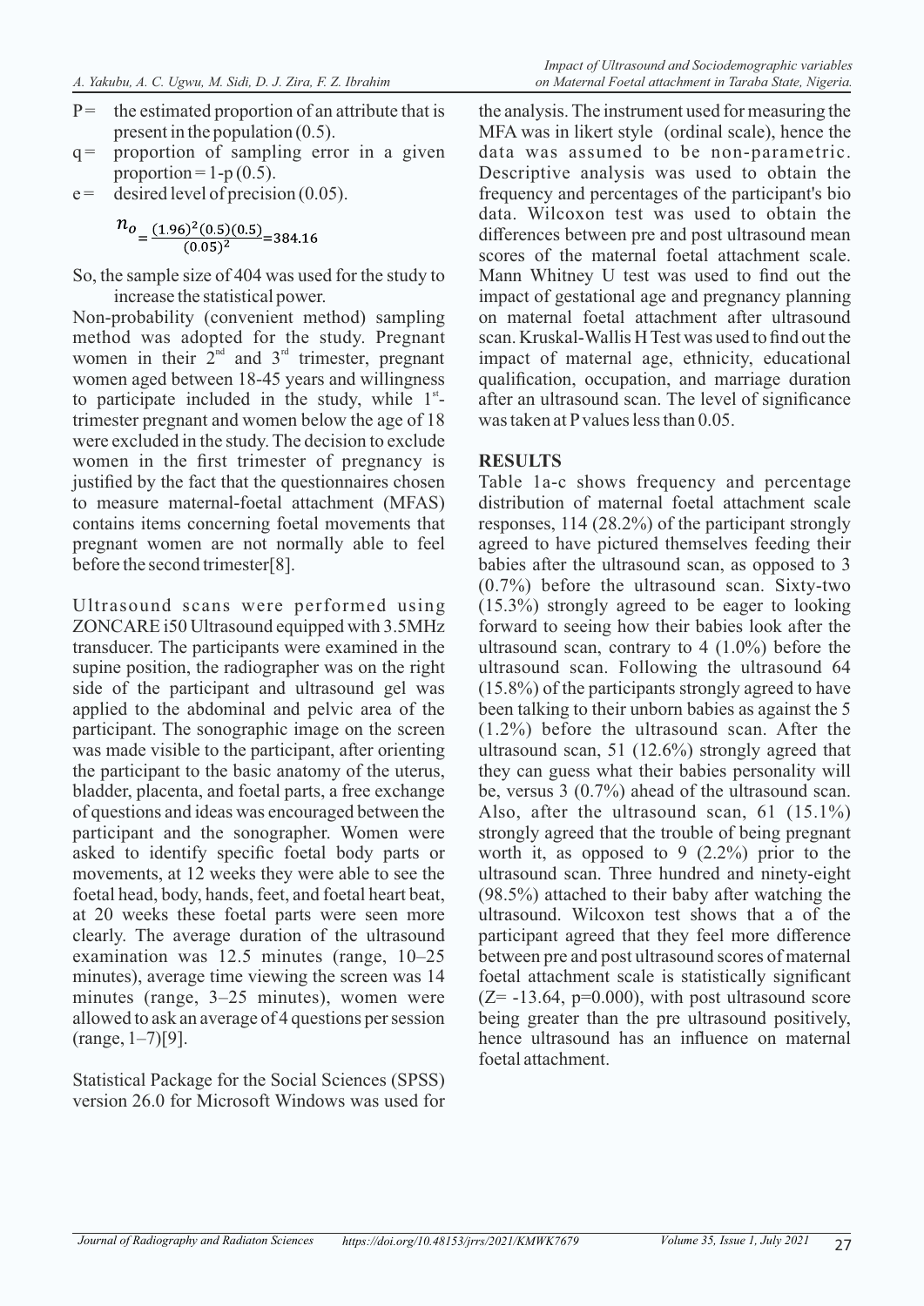- P = the estimated proportion of an attribute that is present in the population (0.5).
- q = proportion of sampling error in a given proportion = 1-p (0.5).
- e = desired level of precision (0.05).

$$n_o = \frac{(1.96)^2(0.5)(0.5)}{(0.05)^2} = 384.16$$

So, the sample size of 404 was used for the study to increase the statistical power.

Non-probability (convenient method) sampling method was adopted for the study. Pregnant women in their 2nd and 3rd trimester, pregnant women aged between 18-45 years and willingness to participate included in the study, while 1st-trimester pregnant and women below the age of 18 were excluded in the study. The decision to exclude women in the first trimester of pregnancy is justified by the fact that the questionnaires chosen to measure maternal-foetal attachment (MFAS) contains items concerning foetal movements that pregnant women are not normally able to feel before the second trimester[8].

Ultrasound scans were performed using ZONCARE i50 Ultrasound equipped with 3.5MHz transducer. The participants were examined in the supine position, the radiographer was on the right side of the participant and ultrasound gel was applied to the abdominal and pelvic area of the participant. The sonographic image on the screen was made visible to the participant, after orienting the participant to the basic anatomy of the uterus, bladder, placenta, and foetal parts, a free exchange of questions and ideas was encouraged between the participant and the sonographer. Women were asked to identify specific foetal body parts or movements, at 12 weeks they were able to see the foetal head, body, hands, feet, and foetal heart beat, at 20 weeks these foetal parts were seen more clearly. The average duration of the ultrasound examination was 12.5 minutes (range, 10–25 minutes), average time viewing the screen was 14 minutes (range, 3–25 minutes), women were allowed to ask an average of 4 questions per session (range, 1–7)[9].

Statistical Package for the Social Sciences (SPSS) version 26.0 for Microsoft Windows was used for the analysis. The instrument used for measuring the MFA was in likert style (ordinal scale), hence the data was assumed to be non-parametric. Descriptive analysis was used to obtain the frequency and percentages of the participant's bio data. Wilcoxon test was used to obtain the differences between pre and post ultrasound mean scores of the maternal foetal attachment scale. Mann Whitney U test was used to find out the impact of gestational age and pregnancy planning on maternal foetal attachment after ultrasound scan. Kruskal-Wallis H Test was used to find out the impact of maternal age, ethnicity, educational qualification, occupation, and marriage duration after an ultrasound scan. The level of significance was taken at P values less than 0.05.

## RESULTS

Table 1a-c shows frequency and percentage distribution of maternal foetal attachment scale responses, 114 (28.2%) of the participant strongly agreed to have pictured themselves feeding their babies after the ultrasound scan, as opposed to 3 (0.7%) before the ultrasound scan. Sixty-two (15.3%) strongly agreed to be eager to looking forward to seeing how their babies look after the ultrasound scan, contrary to 4 (1.0%) before the ultrasound scan. Following the ultrasound 64 (15.8%) of the participants strongly agreed to have been talking to their unborn babies as against the 5 (1.2%) before the ultrasound scan. After the ultrasound scan, 51 (12.6%) strongly agreed that they can guess what their babies personality will be, versus 3 (0.7%) ahead of the ultrasound scan. Also, after the ultrasound scan, 61 (15.1%) strongly agreed that the trouble of being pregnant worth it, as opposed to 9 (2.2%) prior to the ultrasound scan. Three hundred and ninety-eight (98.5%) attached to their baby after watching the ultrasound. Wilcoxon test shows that a of the participant agreed that they feel more difference between pre and post ultrasound scores of maternal foetal attachment scale is statistically significant ($Z = -13.64$, $p = 0.000$), with post ultrasound score being greater than the pre ultrasound positively, hence ultrasound has an influence on maternal foetal attachment.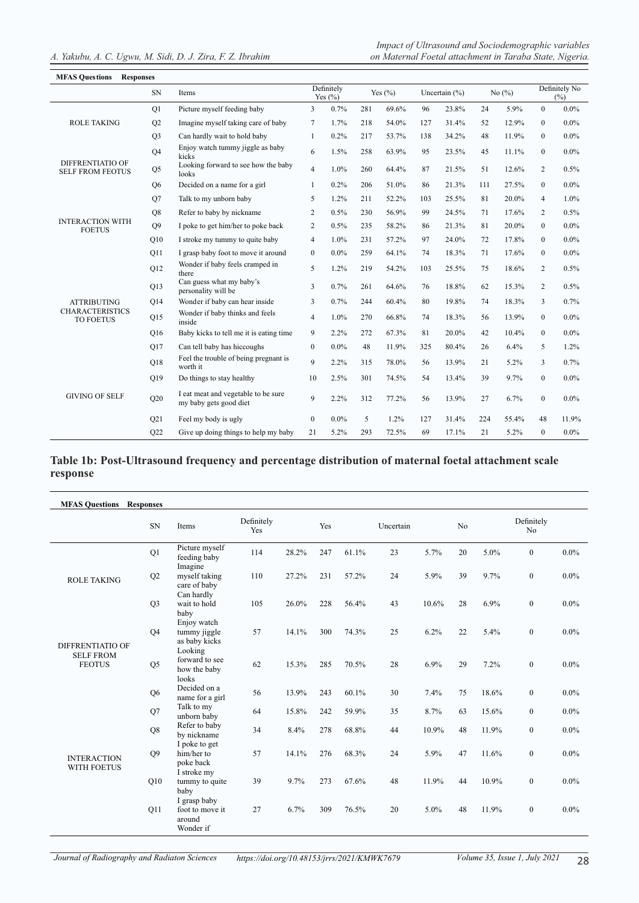| MFAS Questions | Responses | | | | | | | | | | | |
|---|---|---|---|---|---|---|---|---|---|---|---|---|
| | SN | Items | Definitely Yes (%) | | Yes (%) | | Uncertain (%) | | No (%) | | Definitely No (%) | |
| ROLE TAKING | Q1 | Picture myself feeding baby | 3 | 0.7% | 281 | 69.6% | 96 | 23.8% | 24 | 5.9% | 0 | 0.0% |
| | Q2 | Imagine myself taking care of baby | 7 | 1.7% | 218 | 54.0% | 127 | 31.4% | 52 | 12.9% | 0 | 0.0% |
| | Q3 | Can hardly wait to hold baby | 1 | 0.2% | 217 | 53.7% | 138 | 34.2% | 48 | 11.9% | 0 | 0.0% |
| DIFFRENTIATIO OF SELF FROM FOETUS | Q4 | Enjoy watch tummy jiggle as baby kicks | 6 | 1.5% | 258 | 63.9% | 95 | 23.5% | 45 | 11.1% | 0 | 0.0% |
| | Q5 | Looking forward to see how the baby looks | 4 | 1.0% | 260 | 64.4% | 87 | 21.5% | 51 | 12.6% | 2 | 0.5% |
| | Q6 | Decided on a name for a girl | 1 | 0.2% | 206 | 51.0% | 86 | 21.3% | 111 | 27.5% | 0 | 0.0% |
| INTERACTION WITH FOETUS | Q7 | Talk to my unborn baby | 5 | 1.2% | 211 | 52.2% | 103 | 25.5% | 81 | 20.0% | 4 | 1.0% |
| | Q8 | Refer to baby by nickname | 2 | 0.5% | 230 | 56.9% | 99 | 24.5% | 71 | 17.6% | 2 | 0.5% |
| | Q9 | I poke to get him/her to poke back | 2 | 0.5% | 235 | 58.2% | 86 | 21.3% | 81 | 20.0% | 0 | 0.0% |
| | Q10 | I stroke my tummy to quite baby | 4 | 1.0% | 231 | 57.2% | 97 | 24.0% | 72 | 17.8% | 0 | 0.0% |
| | Q11 | I grasp baby foot to move it around | 0 | 0.0% | 259 | 64.1% | 74 | 18.3% | 71 | 17.6% | 0 | 0.0% |
| ATTRIBUTING CHARACTERISTICS TO FOETUS | Q12 | Wonder if baby feels cramped in there | 5 | 1.2% | 219 | 54.2% | 103 | 25.5% | 75 | 18.6% | 2 | 0.5% |
| | Q13 | Can guess what my baby's personality will be | 3 | 0.7% | 261 | 64.6% | 76 | 18.8% | 62 | 15.3% | 2 | 0.5% |
| | Q14 | Wonder if baby can hear inside | 3 | 0.7% | 244 | 60.4% | 80 | 19.8% | 74 | 18.3% | 3 | 0.7% |
| | Q15 | Wonder if baby thinks and feels inside | 4 | 1.0% | 270 | 66.8% | 74 | 18.3% | 56 | 13.9% | 0 | 0.0% |
| | Q16 | Baby kicks to tell me it is eating time | 9 | 2.2% | 272 | 67.3% | 81 | 20.0% | 42 | 10.4% | 0 | 0.0% |
| | Q17 | Can tell baby has hiccoughs | 0 | 0.0% | 48 | 11.9% | 325 | 80.4% | 26 | 6.4% | 5 | 1.2% |
| GIVING OF SELF | Q18 | Feel the trouble of being pregnant is worth it | 9 | 2.2% | 315 | 78.0% | 56 | 13.9% | 21 | 5.2% | 3 | 0.7% |
| | Q19 | Do things to stay healthy | 10 | 2.5% | 301 | 74.5% | 54 | 13.4% | 39 | 9.7% | 0 | 0.0% |
| | Q20 | I eat meat and vegetable to be sure my baby gets good diet | 9 | 2.2% | 312 | 77.2% | 56 | 13.9% | 27 | 6.7% | 0 | 0.0% |
| | Q21 | Feel my body is ugly | 0 | 0.0% | 5 | 1.2% | 127 | 31.4% | 224 | 55.4% | 48 | 11.9% |
| | Q22 | Give up doing things to help my baby | 21 | 5.2% | 293 | 72.5% | 69 | 17.1% | 21 | 5.2% | 0 | 0.0% |

## Table 1b: Post-Ultrasound frequency and percentage distribution of maternal foetal attachment scale response

| MFAS Questions | Responses | | | | | | | | | | | |
|---|---|---|---|---|---|---|---|---|---|---|---|---|
| | SN | Items | Definitely Yes | | Yes | | Uncertain | | No | | Definitely No | |
| ROLE TAKING | Q1 | Picture myself feeding baby | 114 | 28.2% | 247 | 61.1% | 23 | 5.7% | 20 | 5.0% | 0 | 0.0% |
| | Q2 | Imagine myself taking care of baby | 110 | 27.2% | 231 | 57.2% | 24 | 5.9% | 39 | 9.7% | 0 | 0.0% |
| | Q3 | Can hardly wait to hold baby | 105 | 26.0% | 228 | 56.4% | 43 | 10.6% | 28 | 6.9% | 0 | 0.0% |
| DIFFRENTIATIO OF SELF FROM FEOTUS | Q4 | Enjoy watch tummy jiggle as baby kicks | 57 | 14.1% | 300 | 74.3% | 25 | 6.2% | 22 | 5.4% | 0 | 0.0% |
| | Q5 | Looking forward to see how the baby looks | 62 | 15.3% | 285 | 70.5% | 28 | 6.9% | 29 | 7.2% | 0 | 0.0% |
| | Q6 | Decided on a name for a girl | 56 | 13.9% | 243 | 60.1% | 30 | 7.4% | 75 | 18.6% | 0 | 0.0% |
| INTERACTION WITH FOETUS | Q7 | Talk to my unborn baby | 64 | 15.8% | 242 | 59.9% | 35 | 8.7% | 63 | 15.6% | 0 | 0.0% |
| | Q8 | Refer to baby by nickname | 34 | 8.4% | 278 | 68.8% | 44 | 10.9% | 48 | 11.9% | 0 | 0.0% |
| | Q9 | I poke to get him/her to poke back | 57 | 14.1% | 276 | 68.3% | 24 | 5.9% | 47 | 11.6% | 0 | 0.0% |
| | Q10 | I stroke my tummy to quite baby | 39 | 9.7% | 273 | 67.6% | 48 | 11.9% | 44 | 10.9% | 0 | 0.0% |
| | Q11 | I grasp baby foot to move it around | 27 | 6.7% | 309 | 76.5% | 20 | 5.0% | 48 | 11.9% | 0 | 0.0% |
| | | Wonder if | | | | | | | | | | |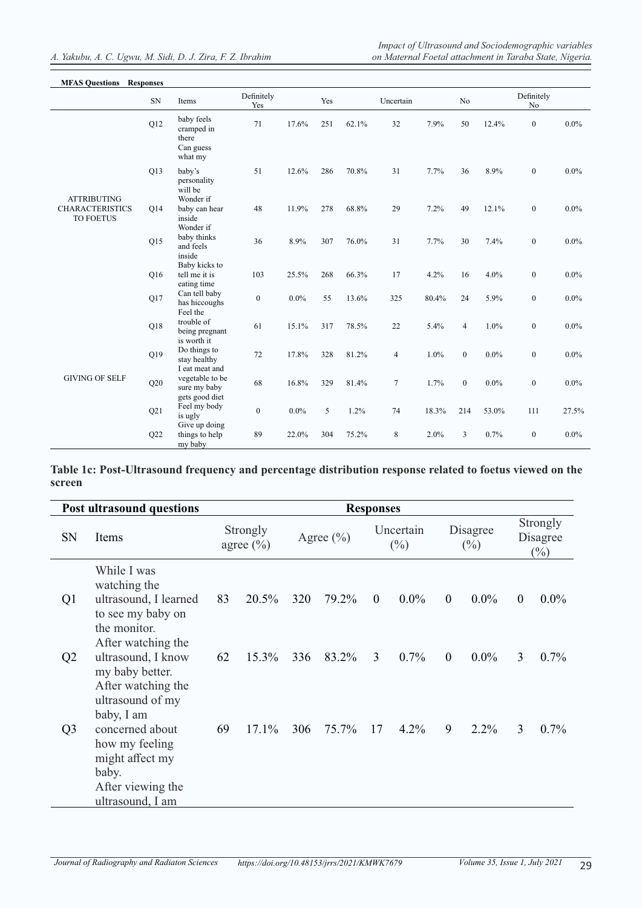| MFAS Questions | Responses | | | | | | | | | | | |
|---|---|---|---|---|---|---|---|---|---|---|---|---|
| | SN | Items | Definitely Yes | | Yes | | Uncertain | | No | | Definitely No | |
| ATTRIBUTING CHARACTERISTICS TO FOETUS | Q12 | baby feels cramped in there | 71 | 17.6% | 251 | 62.1% | 32 | 7.9% | 50 | 12.4% | 0 | 0.0% |
| | Q13 | Can guess what my baby's personality will be | 51 | 12.6% | 286 | 70.8% | 31 | 7.7% | 36 | 8.9% | 0 | 0.0% |
| | Q14 | Wonder if baby can hear inside | 48 | 11.9% | 278 | 68.8% | 29 | 7.2% | 49 | 12.1% | 0 | 0.0% |
| | Q15 | Wonder if baby thinks and feels inside | 36 | 8.9% | 307 | 76.0% | 31 | 7.7% | 30 | 7.4% | 0 | 0.0% |
| | Q16 | Baby kicks to tell me it is eating time | 103 | 25.5% | 268 | 66.3% | 17 | 4.2% | 16 | 4.0% | 0 | 0.0% |
| | Q17 | Can tell baby has hiccoughs | 0 | 0.0% | 55 | 13.6% | 325 | 80.4% | 24 | 5.9% | 0 | 0.0% |
| GIVING OF SELF | Q18 | Feel the trouble of being pregnant is worth it | 61 | 15.1% | 317 | 78.5% | 22 | 5.4% | 4 | 1.0% | 0 | 0.0% |
| | Q19 | Do things to stay healthy | 72 | 17.8% | 328 | 81.2% | 4 | 1.0% | 0 | 0.0% | 0 | 0.0% |
| | Q20 | I eat meat and vegetable to be sure my baby gets good diet | 68 | 16.8% | 329 | 81.4% | 7 | 1.7% | 0 | 0.0% | 0 | 0.0% |
| | Q21 | Feel my body is ugly | 0 | 0.0% | 5 | 1.2% | 74 | 18.3% | 214 | 53.0% | 111 | 27.5% |
| | Q22 | Give up doing things to help my baby | 89 | 22.0% | 304 | 75.2% | 8 | 2.0% | 3 | 0.7% | 0 | 0.0% |

**Table 1c: Post-Ultrasound frequency and percentage distribution response related to foetus viewed on the screen**

| Post ultrasound questions | | Responses | | | | | | | | | |
|---|---|---|---|---|---|---|---|---|---|---|---|
| SN | Items | Strongly agree (%) | | Agree (%) | | Uncertain (%) | | Disagree (%) | | Strongly Disagree (%) | |
| Q1 | While I was watching the ultrasound, I learned to see my baby on the monitor. | 83 | 20.5% | 320 | 79.2% | 0 | 0.0% | 0 | 0.0% | 0 | 0.0% |
| Q2 | After watching the ultrasound, I know my baby better. | 62 | 15.3% | 336 | 83.2% | 3 | 0.7% | 0 | 0.0% | 3 | 0.7% |
| Q3 | After watching the ultrasound of my baby, I am concerned about how my feeling might affect my baby. | 69 | 17.1% | 306 | 75.7% | 17 | 4.2% | 9 | 2.2% | 3 | 0.7% |
| | After viewing the ultrasound, I am | | | | | | | | | | |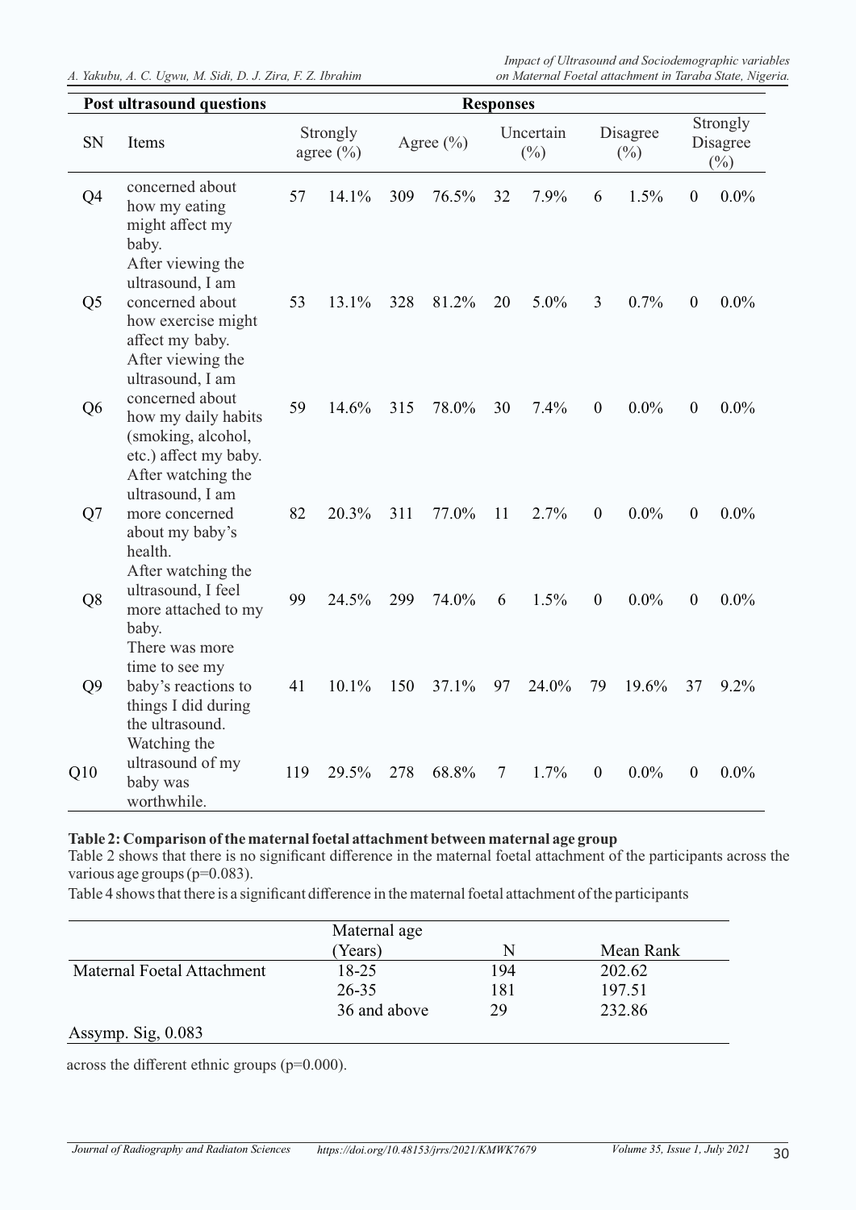| Post ultrasound questions | | Responses | | | | | | | | | |
|---|---|---|---|---|---|---|---|---|---|---|---|
| SN | Items | Strongly agree (%) | | Agree (%) | | Uncertain (%) | | Disagree (%) | | Strongly Disagree (%) | |
| Q4 | concerned about how my eating might affect my baby. | 57 | 14.1% | 309 | 76.5% | 32 | 7.9% | 6 | 1.5% | 0 | 0.0% |
| Q5 | After viewing the ultrasound, I am concerned about how exercise might affect my baby. | 53 | 13.1% | 328 | 81.2% | 20 | 5.0% | 3 | 0.7% | 0 | 0.0% |
| Q6 | After viewing the ultrasound, I am concerned about how my daily habits (smoking, alcohol, etc.) affect my baby. | 59 | 14.6% | 315 | 78.0% | 30 | 7.4% | 0 | 0.0% | 0 | 0.0% |
| Q7 | After watching the ultrasound, I am more concerned about my baby's health. | 82 | 20.3% | 311 | 77.0% | 11 | 2.7% | 0 | 0.0% | 0 | 0.0% |
| Q8 | After watching the ultrasound, I feel more attached to my baby. | 99 | 24.5% | 299 | 74.0% | 6 | 1.5% | 0 | 0.0% | 0 | 0.0% |
| Q9 | There was more time to see my baby's reactions to things I did during the ultrasound. | 41 | 10.1% | 150 | 37.1% | 97 | 24.0% | 79 | 19.6% | 37 | 9.2% |
| Q10 | Watching the ultrasound of my baby was worthwhile. | 119 | 29.5% | 278 | 68.8% | 7 | 1.7% | 0 | 0.0% | 0 | 0.0% |

**Table 2: Comparison of the maternal foetal attachment between maternal age group**

Table 2 shows that there is no significant difference in the maternal foetal attachment of the participants across the various age groups (p=0.083).

Table 4 shows that there is a significant difference in the maternal foetal attachment of the participants across the different ethnic groups (p=0.000).

| | Maternal age (Years) | N | Mean Rank |
|---|---|---|---|
| Maternal Foetal Attachment | 18-25 | 194 | 202.62 |
| | 26-35 | 181 | 197.51 |
| | 36 and above | 29 | 232.86 |
| Assymp. Sig, 0.083 | | | |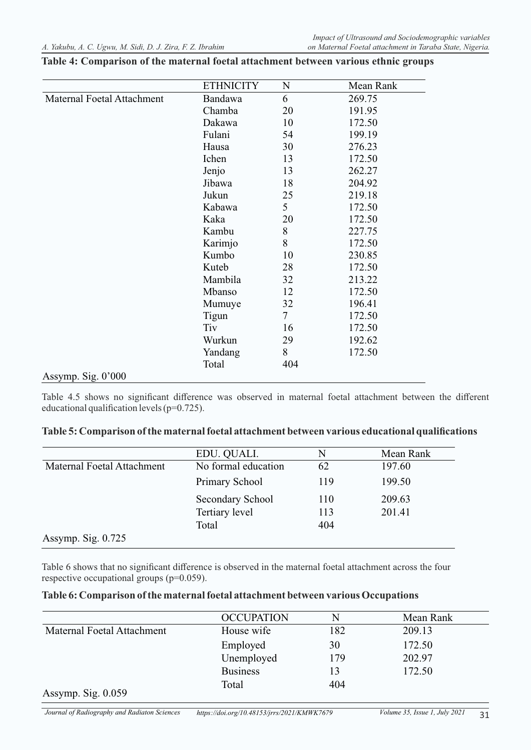**Table 4: Comparison of the maternal foetal attachment between various ethnic groups**

| | ETHNICITY | N | Mean Rank |
|---|---|---|---|
| Maternal Foetal Attachment | Bandawa | 6 | 269.75 |
| | Chamba | 20 | 191.95 |
| | Dakawa | 10 | 172.50 |
| | Fulani | 54 | 199.19 |
| | Hausa | 30 | 276.23 |
| | Ichen | 13 | 172.50 |
| | Jenjo | 13 | 262.27 |
| | Jibawa | 18 | 204.92 |
| | Jukun | 25 | 219.18 |
| | Kabawa | 5 | 172.50 |
| | Kaka | 20 | 172.50 |
| | Kambu | 8 | 227.75 |
| | Karimjo | 8 | 172.50 |
| | Kumbo | 10 | 230.85 |
| | Kuteb | 28 | 172.50 |
| | Mambila | 32 | 213.22 |
| | Mbanso | 12 | 172.50 |
| | Mumuye | 32 | 196.41 |
| | Tigun | 7 | 172.50 |
| | Tiv | 16 | 172.50 |
| | Wurkun | 29 | 192.62 |
| | Yandang | 8 | 172.50 |
| | Total | 404 | |
| Assymp. Sig. 0'000 | | | |

Table 4.5 shows no significant difference was observed in maternal foetal attachment between the different educational qualification levels (p=0.725).

**Table 5: Comparison of the maternal foetal attachment between various educational qualifications**

| | EDU. QUALI. | N | Mean Rank |
|---|---|---|---|
| Maternal Foetal Attachment | No formal education | 62 | 197.60 |
| | Primary School | 119 | 199.50 |
| | Secondary School | 110 | 209.63 |
| | Tertiary level | 113 | 201.41 |
| | Total | 404 | |
| Assymp. Sig. 0.725 | | | |

Table 6 shows that no significant difference is observed in the maternal foetal attachment across the four respective occupational groups (p=0.059).

**Table 6: Comparison of the maternal foetal attachment between various Occupations**

| | OCCUPATION | N | Mean Rank |
|---|---|---|---|
| Maternal Foetal Attachment | House wife | 182 | 209.13 |
| | Employed | 30 | 172.50 |
| | Unemployed | 179 | 202.97 |
| | Business | 13 | 172.50 |
| | Total | 404 | |
| Assymp. Sig. 0.059 | | | |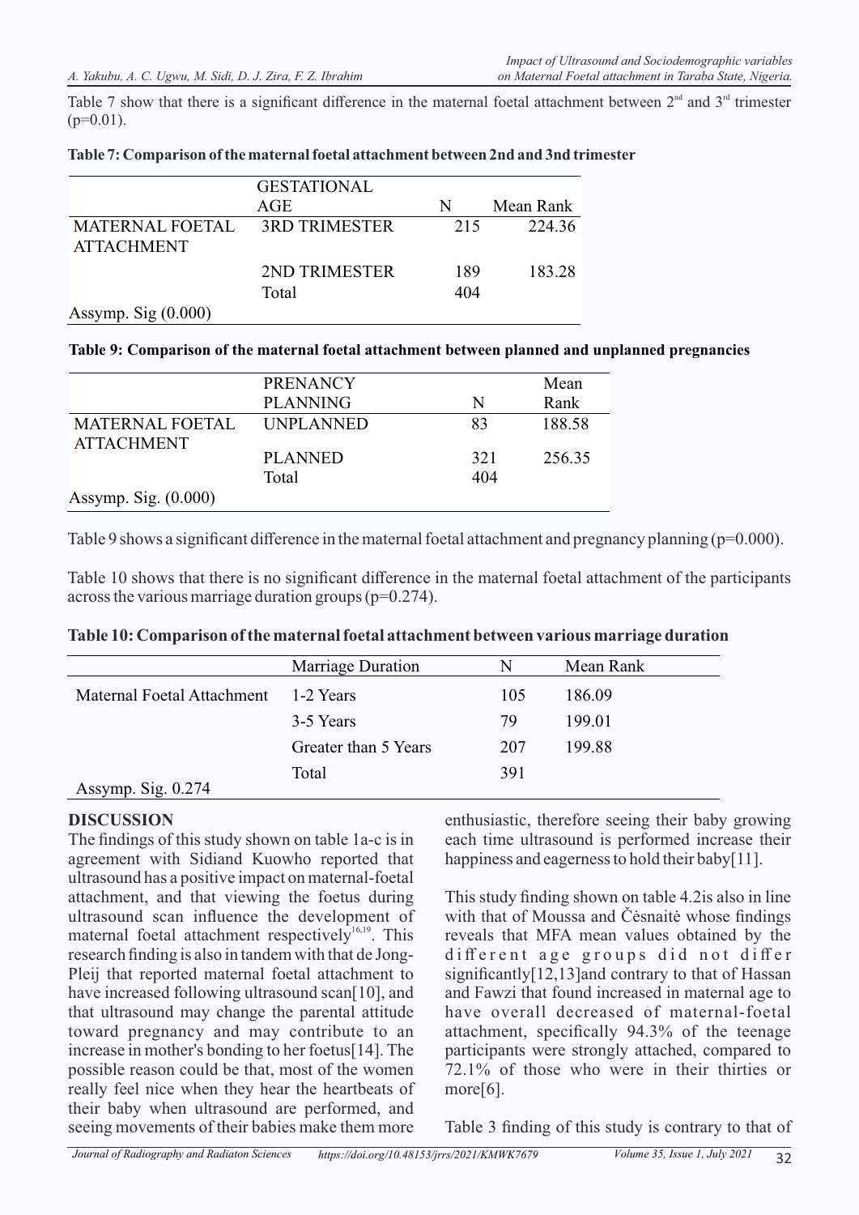Table 7 show that there is a significant difference in the maternal foetal attachment between 2nd and 3rd trimester (p=0.01).

**Table 7: Comparison of the maternal foetal attachment between 2nd and 3nd trimester**

| | GESTATIONAL AGE | N | Mean Rank |
|---|---|---|---|
| MATERNAL FOETAL ATTACHMENT | 3RD TRIMESTER | 215 | 224.36 |
| | 2ND TRIMESTER | 189 | 183.28 |
| | Total | 404 | |
| Assymp. Sig (0.000) | | | |

**Table 9: Comparison of the maternal foetal attachment between planned and unplanned pregnancies**

| | PRENANCY PLANNING | N | Mean Rank |
|---|---|---|---|
| MATERNAL FOETAL ATTACHMENT | UNPLANNED | 83 | 188.58 |
| | PLANNED | 321 | 256.35 |
| | Total | 404 | |
| Assymp. Sig. (0.000) | | | |

Table 9 shows a significant difference in the maternal foetal attachment and pregnancy planning (p=0.000).

Table 10 shows that there is no significant difference in the maternal foetal attachment of the participants across the various marriage duration groups (p=0.274).

**Table 10: Comparison of the maternal foetal attachment between various marriage duration**

| | Marriage Duration | N | Mean Rank |
|---|---|---|---|
| Maternal Foetal Attachment | 1-2 Years | 105 | 186.09 |
| | 3-5 Years | 79 | 199.01 |
| | Greater than 5 Years | 207 | 199.88 |
| | Total | 391 | |
| Assymp. Sig. 0.274 | | | |

## DISCUSSION

The findings of this study shown on table 1a-c is in agreement with Sidiand Kuowho reported that ultrasound has a positive impact on maternal-foetal attachment, and that viewing the foetus during ultrasound scan influence the development of maternal foetal attachment respectively[16,19]. This research finding is also in tandem with that de Jong-Pleij that reported maternal foetal attachment to have increased following ultrasound scan[10], and that ultrasound may change the parental attitude toward pregnancy and may contribute to an increase in mother's bonding to her foetus[14]. The possible reason could be that, most of the women really feel nice when they hear the heartbeats of their baby when ultrasound are performed, and seeing movements of their babies make them more enthusiastic, therefore seeing their baby growing each time ultrasound is performed increase their happiness and eagerness to hold their baby[11].

This study finding shown on table 4.2is also in line with that of Moussa and Čėsnaitė whose findings reveals that MFA mean values obtained by the different age groups did not differ significantly[12,13]and contrary to that of Hassan and Fawzi that found increased in maternal age to have overall decreased of maternal-foetal attachment, specifically 94.3% of the teenage participants were strongly attached, compared to 72.1% of those who were in their thirties or more[6].

Table 3 finding of this study is contrary to that of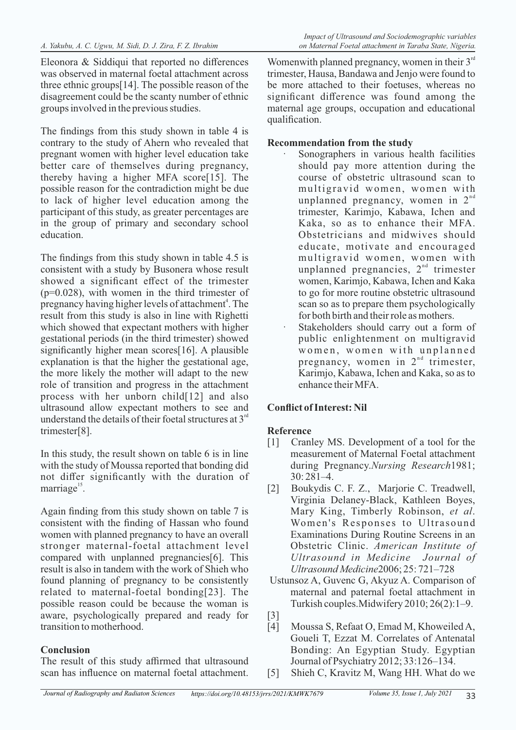Eleonora & Siddiqui that reported no differences was observed in maternal foetal attachment across three ethnic groups[14]. The possible reason of the disagreement could be the scanty number of ethnic groups involved in the previous studies.

The findings from this study shown in table 4 is contrary to the study of Ahern who revealed that pregnant women with higher level education take better care of themselves during pregnancy, thereby having a higher MFA score[15]. The possible reason for the contradiction might be due to lack of higher level education among the participant of this study, as greater percentages are in the group of primary and secondary school education.

The findings from this study shown in table 4.5 is consistent with a study by Busonera whose result showed a significant effect of the trimester (p=0.028), with women in the third trimester of pregnancy having higher levels of attachment[4]. The result from this study is also in line with Righetti which showed that expectant mothers with higher gestational periods (in the third trimester) showed significantly higher mean scores[16]. A plausible explanation is that the higher the gestational age, the more likely the mother will adapt to the new role of transition and progress in the attachment process with her unborn child[12] and also ultrasound allow expectant mothers to see and understand the details of their foetal structures at 3rd trimester[8].

In this study, the result shown on table 6 is in line with the study of Moussa reported that bonding did not differ significantly with the duration of marriage[15].

Again finding from this study shown on table 7 is consistent with the finding of Hassan who found women with planned pregnancy to have an overall stronger maternal-foetal attachment level compared with unplanned pregnancies[6]. This result is also in tandem with the work of Shieh who found planning of pregnancy to be consistently related to maternal-foetal bonding[23]. The possible reason could be because the woman is aware, psychologically prepared and ready for transition to motherhood.

## Conclusion

The result of this study affirmed that ultrasound scan has influence on maternal foetal attachment. Womenwith planned pregnancy, women in their 3rd trimester, Hausa, Bandawa and Jenjo were found to be more attached to their foetuses, whereas no significant difference was found among the maternal age groups, occupation and educational qualification.

## Recommendation from the study

- Sonographers in various health facilities should pay more attention during the course of obstetric ultrasound scan to multigravid women, women with unplanned pregnancy, women in 2nd trimester, Karimjo, Kabawa, Ichen and Kaka, so as to enhance their MFA. Obstetricians and midwives should educate, motivate and encouraged multigravid women, women with unplanned pregnancies, 2nd trimester women, Karimjo, Kabawa, Ichen and Kaka to go for more routine obstetric ultrasound scan so as to prepare them psychologically for both birth and their role as mothers.
- Stakeholders should carry out a form of public enlightenment on multigravid women, women with unplanned pregnancy, women in 2nd trimester, Karimjo, Kabawa, Ichen and Kaka, so as to enhance their MFA.

## Conflict of Interest: Nil

## Reference

[1] Cranley MS. Development of a tool for the measurement of Maternal Foetal attachment during Pregnancy. *Nursing Research* 1981; 30: 281–4.

[2] Boukydis C. F. Z., Marjorie C. Treadwell, Virginia Delaney-Black, Kathleen Boyes, Mary King, Timberly Robinson, *et al*. Women's Responses to Ultrasound Examinations During Routine Screens in an Obstetric Clinic. *American Institute of Ultrasound in Medicine Journal of Ultrasound Medicine* 2006; 25: 721–728

Ustunsoz A, Guvenc G, Akyuz A. Comparison of maternal and paternal foetal attachment in Turkish couples. Midwifery 2010; 26(2):1–9.

[3]

[4] Moussa S, Refaat O, Emad M, Khoweiled A, Goueli T, Ezzat M. Correlates of Antenatal Bonding: An Egyptian Study. Egyptian Journal of Psychiatry 2012; 33:126–134.

[5] Shieh C, Kravitz M, Wang HH. What do we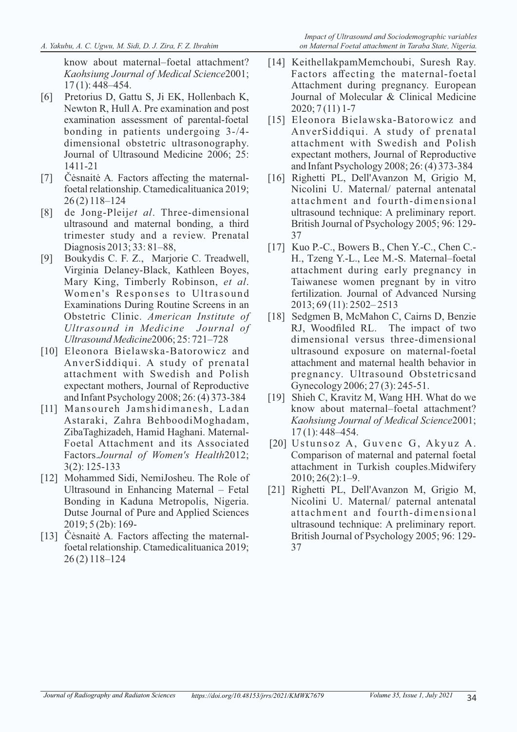know about maternal–foetal attachment? *Kaohsiung Journal of Medical Science*2001; 17(1): 448–454.

[6] Pretorius D, Gattu S, Ji EK, Hollenbach K, Newton R, Hull A. Pre examination and post examination assessment of parental-foetal bonding in patients undergoing 3-/4-dimensional obstetric ultrasonography. Journal of Ultrasound Medicine 2006; 25: 1411-21

[7] Čėsnaitė A. Factors affecting the maternal-foetal relationship. Ctamedicalituanica 2019; 26(2) 118–124

[8] de Jong-Pleij*et al*. Three-dimensional ultrasound and maternal bonding, a third trimester study and a review. Prenatal Diagnosis 2013; 33: 81–88,

[9] Boukydis C. F. Z., Marjorie C. Treadwell, Virginia Delaney-Black, Kathleen Boyes, Mary King, Timberly Robinson, *et al*. Women's Responses to Ultrasound Examinations During Routine Screens in an Obstetric Clinic. *American Institute of Ultrasound in Medicine Journal of Ultrasound Medicine*2006; 25: 721–728

[10] Eleonora Bielawska-Batorowicz and AnverSiddiqui. A study of prenatal attachment with Swedish and Polish expectant mothers, Journal of Reproductive and Infant Psychology 2008; 26: (4) 373-384

[11] Mansoureh Jamshidimanesh, Ladan Astaraki, Zahra BehboodiMoghadam, ZibaTaghizadeh, Hamid Haghani. Maternal-Foetal Attachment and its Associated Factors.*Journal of Women's Health*2012; 3(2): 125-133

[12] Mohammed Sidi, NemiJosheu. The Role of Ultrasound in Enhancing Maternal – Fetal Bonding in Kaduna Metropolis, Nigeria. Dutse Journal of Pure and Applied Sciences 2019; 5 (2b): 169-

[13] Čėsnaitė A. Factors affecting the maternal-foetal relationship. Ctamedicalituanica 2019; 26(2) 118–124

[14] KeithellakpamMemchoubi, Suresh Ray. Factors affecting the maternal-foetal Attachment during pregnancy. European Journal of Molecular & Clinical Medicine 2020; 7 (11) 1-7

[15] Eleonora Bielawska-Batorowicz and AnverSiddiqui. A study of prenatal attachment with Swedish and Polish expectant mothers, Journal of Reproductive and Infant Psychology 2008; 26: (4) 373-384

[16] Righetti PL, Dell'Avanzon M, Grigio M, Nicolini U. Maternal/ paternal antenatal attachment and fourth-dimensional ultrasound technique: A preliminary report. British Journal of Psychology 2005; 96: 129-37

[17] Kuo P.-C., Bowers B., Chen Y.-C., Chen C.-H., Tzeng Y.-L., Lee M.-S. Maternal–foetal attachment during early pregnancy in Taiwanese women pregnant by in vitro fertilization. Journal of Advanced Nursing 2013; 69 (11): 2502– 2513

[18] Sedgmen B, McMahon C, Cairns D, Benzie RJ, Woodfiled RL. The impact of two dimensional versus three-dimensional ultrasound exposure on maternal-foetal attachment and maternal health behavior in pregnancy. Ultrasound Obstetricsand Gynecology 2006; 27 (3): 245-51.

[19] Shieh C, Kravitz M, Wang HH. What do we know about maternal–foetal attachment? *Kaohsiung Journal of Medical Science*2001; 17 (1): 448–454.

[20] Ustunsoz A, Guvenc G, Akyuz A. Comparison of maternal and paternal foetal attachment in Turkish couples.Midwifery 2010; 26(2):1–9.

[21] Righetti PL, Dell'Avanzon M, Grigio M, Nicolini U. Maternal/ paternal antenatal attachment and fourth-dimensional ultrasound technique: A preliminary report. British Journal of Psychology 2005; 96: 129-37